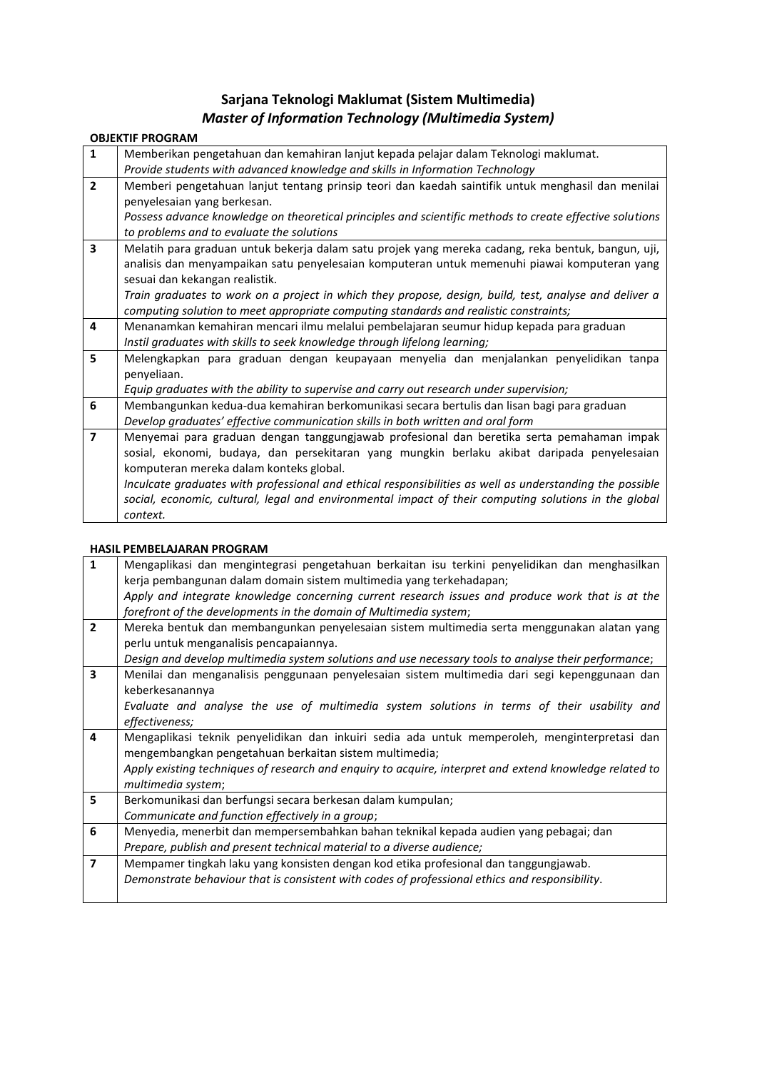# Sarjana Teknologi Maklumat (Sistem Multimedia)
## *Master of Information Technology (Multimedia System)*

**OBJEKTIF PROGRAM**

| | |
|---|---|
| **1** | Memberikan pengetahuan dan kemahiran lanjut kepada pelajar dalam Teknologi maklumat.<br>*Provide students with advanced knowledge and skills in Information Technology* |
| **2** | Memberi pengetahuan lanjut tentang prinsip teori dan kaedah saintifik untuk menghasil dan menilai penyelesaian yang berkesan.<br>*Possess advance knowledge on theoretical principles and scientific methods to create effective solutions to problems and to evaluate the solutions* |
| **3** | Melatih para graduan untuk bekerja dalam satu projek yang mereka cadang, reka bentuk, bangun, uji, analisis dan menyampaikan satu penyelesaian komputeran untuk memenuhi piawai komputeran yang sesuai dan kekangan realistik.<br>*Train graduates to work on a project in which they propose, design, build, test, analyse and deliver a computing solution to meet appropriate computing standards and realistic constraints;* |
| **4** | Menanamkan kemahiran mencari ilmu melalui pembelajaran seumur hidup kepada para graduan<br>*Instil graduates with skills to seek knowledge through lifelong learning;* |
| **5** | Melengkapkan para graduan dengan keupayaan menyelia dan menjalankan penyelidikan tanpa penyeliaan.<br>*Equip graduates with the ability to supervise and carry out research under supervision;* |
| **6** | Membangunkan kedua-dua kemahiran berkomunikasi secara bertulis dan lisan bagi para graduan<br>*Develop graduates' effective communication skills in both written and oral form* |
| **7** | Menyemai para graduan dengan tanggungjawab profesional dan beretika serta pemahaman impak sosial, ekonomi, budaya, dan persekitaran yang mungkin berlaku akibat daripada penyelesaian komputeran mereka dalam konteks global.<br>*Inculcate graduates with professional and ethical responsibilities as well as understanding the possible social, economic, cultural, legal and environmental impact of their computing solutions in the global context.* |

**HASIL PEMBELAJARAN PROGRAM**

| | |
|---|---|
| **1** | Mengaplikasi dan mengintegrasi pengetahuan berkaitan isu terkini penyelidikan dan menghasilkan kerja pembangunan dalam domain sistem multimedia yang terkehadapan;<br>*Apply and integrate knowledge concerning current research issues and produce work that is at the forefront of the developments in the domain of Multimedia system*; |
| **2** | Mereka bentuk dan membangunkan penyelesaian sistem multimedia serta menggunakan alatan yang perlu untuk menganalisis pencapaiannya.<br>*Design and develop multimedia system solutions and use necessary tools to analyse their performance*; |
| **3** | Menilai dan menganalisis penggunaan penyelesaian sistem multimedia dari segi kepenggunaan dan keberkesanannya<br>*Evaluate and analyse the use of multimedia system solutions in terms of their usability and effectiveness;* |
| **4** | Mengaplikasi teknik penyelidikan dan inkuiri sedia ada untuk memperoleh, menginterpretasi dan mengembangkan pengetahuan berkaitan sistem multimedia;<br>*Apply existing techniques of research and enquiry to acquire, interpret and extend knowledge related to multimedia system*; |
| **5** | Berkomunikasi dan berfungsi secara berkesan dalam kumpulan;<br>*Communicate and function effectively in a group*; |
| **6** | Menyedia, menerbit dan mempersembahkan bahan teknikal kepada audien yang pebagai; dan<br>*Prepare, publish and present technical material to a diverse audience;* |
| **7** | Mempamer tingkah laku yang konsisten dengan kod etika profesional dan tanggungjawab.<br>*Demonstrate behaviour that is consistent with codes of professional ethics and responsibility*. |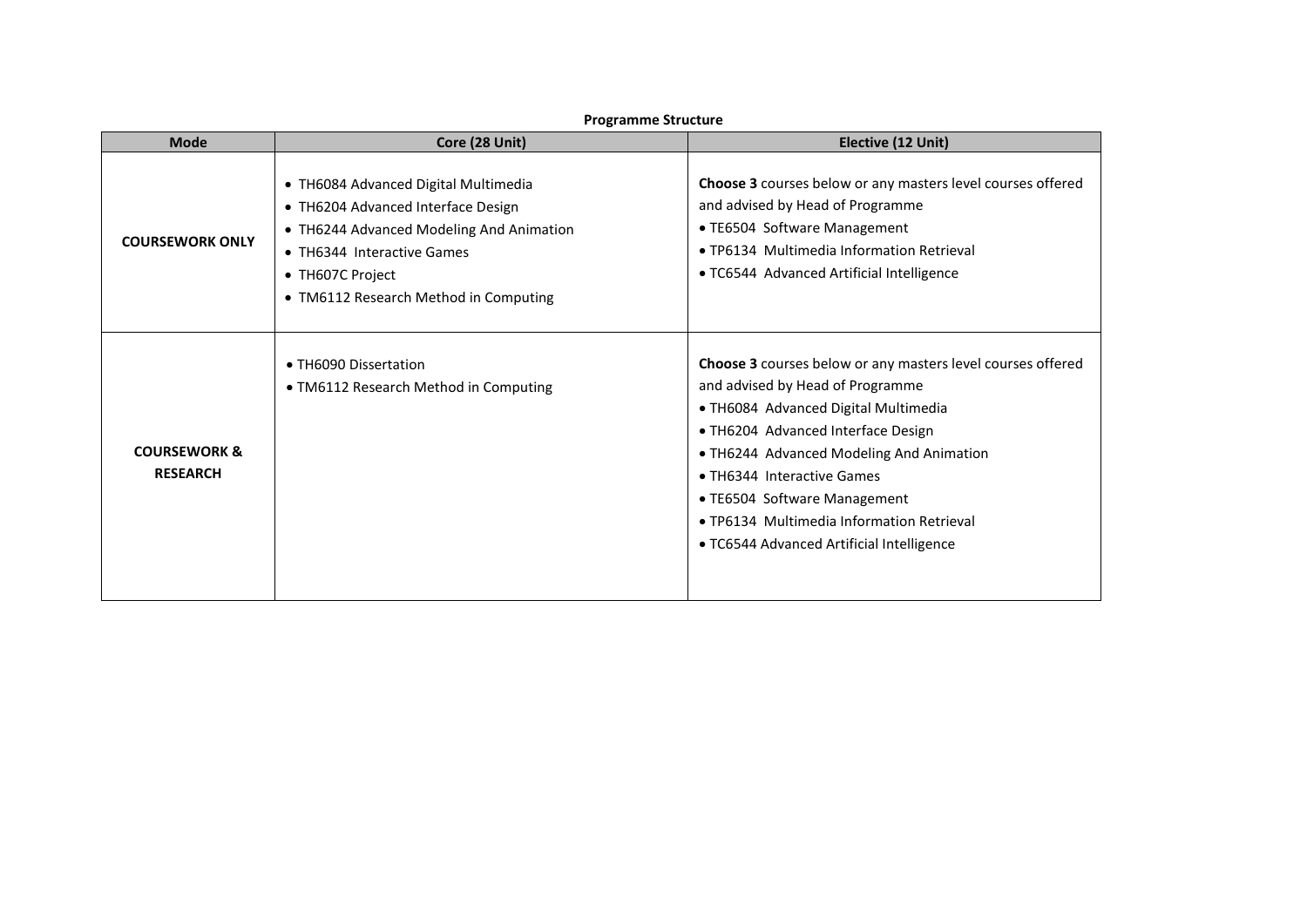**Programme Structure**

| Mode | Core (28 Unit) | Elective (12 Unit) |
|---|---|---|
| **COURSEWORK ONLY** | • TH6084 Advanced Digital Multimedia<br>• TH6204 Advanced Interface Design<br>• TH6244 Advanced Modeling And Animation<br>• TH6344 Interactive Games<br>• TH607C Project<br>• TM6112 Research Method in Computing | **Choose 3** courses below or any masters level courses offered and advised by Head of Programme<br>• TE6504 Software Management<br>• TP6134 Multimedia Information Retrieval<br>• TC6544 Advanced Artificial Intelligence |
| **COURSEWORK & RESEARCH** | • TH6090 Dissertation<br>• TM6112 Research Method in Computing | **Choose 3** courses below or any masters level courses offered and advised by Head of Programme<br>• TH6084 Advanced Digital Multimedia<br>• TH6204 Advanced Interface Design<br>• TH6244 Advanced Modeling And Animation<br>• TH6344 Interactive Games<br>• TE6504 Software Management<br>• TP6134 Multimedia Information Retrieval<br>• TC6544 Advanced Artificial Intelligence |